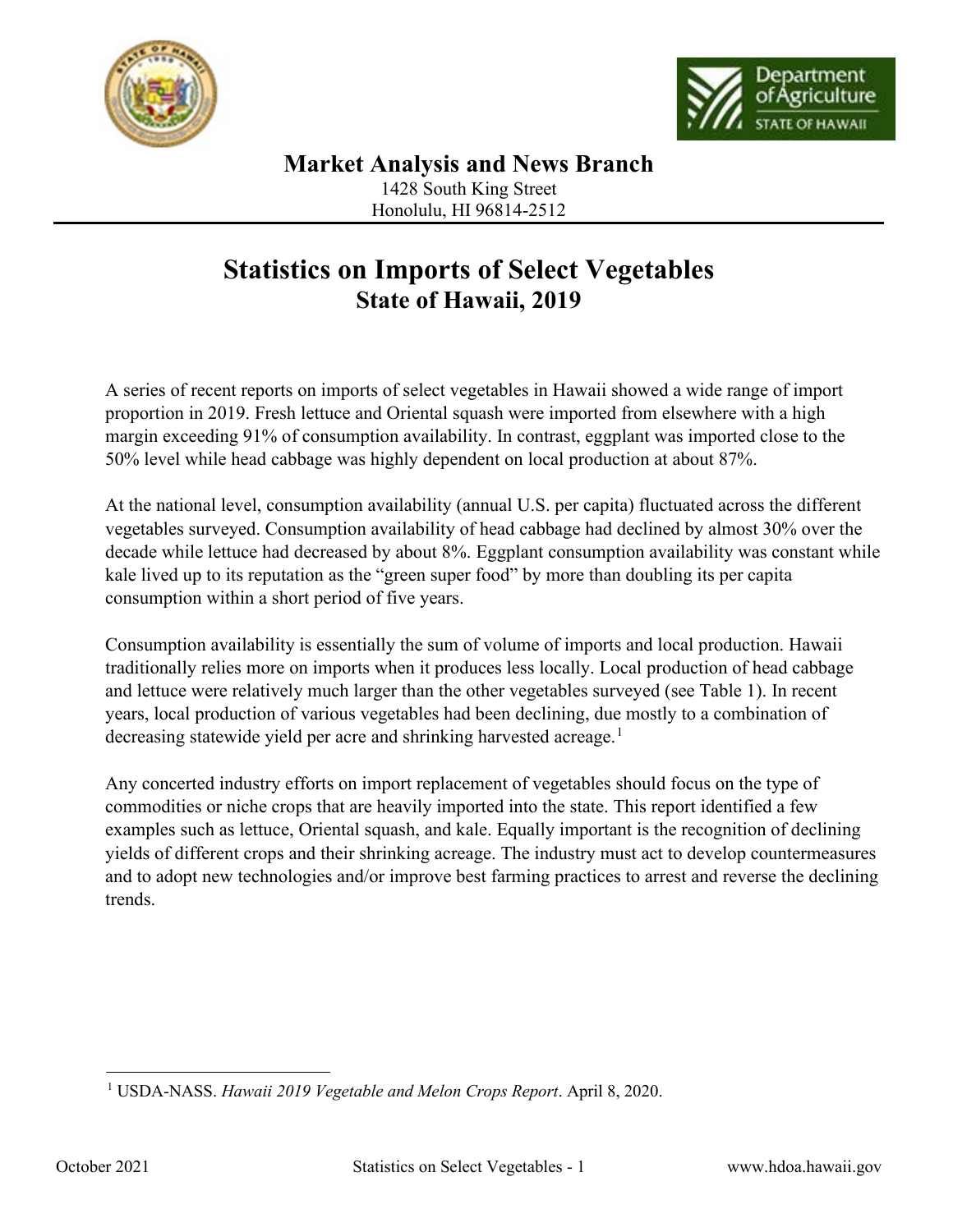# Market Analysis and News Branch

1428 South King Street
Honolulu, HI 96814-2512

# Statistics on Imports of Select Vegetables
## State of Hawaii, 2019

A series of recent reports on imports of select vegetables in Hawaii showed a wide range of import proportion in 2019. Fresh lettuce and Oriental squash were imported from elsewhere with a high margin exceeding 91% of consumption availability. In contrast, eggplant was imported close to the 50% level while head cabbage was highly dependent on local production at about 87%.

At the national level, consumption availability (annual U.S. per capita) fluctuated across the different vegetables surveyed. Consumption availability of head cabbage had declined by almost 30% over the decade while lettuce had decreased by about 8%. Eggplant consumption availability was constant while kale lived up to its reputation as the "green super food" by more than doubling its per capita consumption within a short period of five years.

Consumption availability is essentially the sum of volume of imports and local production. Hawaii traditionally relies more on imports when it produces less locally. Local production of head cabbage and lettuce were relatively much larger than the other vegetables surveyed (see Table 1). In recent years, local production of various vegetables had been declining, due mostly to a combination of decreasing statewide yield per acre and shrinking harvested acreage.[1]

Any concerted industry efforts on import replacement of vegetables should focus on the type of commodities or niche crops that are heavily imported into the state. This report identified a few examples such as lettuce, Oriental squash, and kale. Equally important is the recognition of declining yields of different crops and their shrinking acreage. The industry must act to develop countermeasures and to adopt new technologies and/or improve best farming practices to arrest and reverse the declining trends.

---

[1] USDA-NASS. *Hawaii 2019 Vegetable and Melon Crops Report*. April 8, 2020.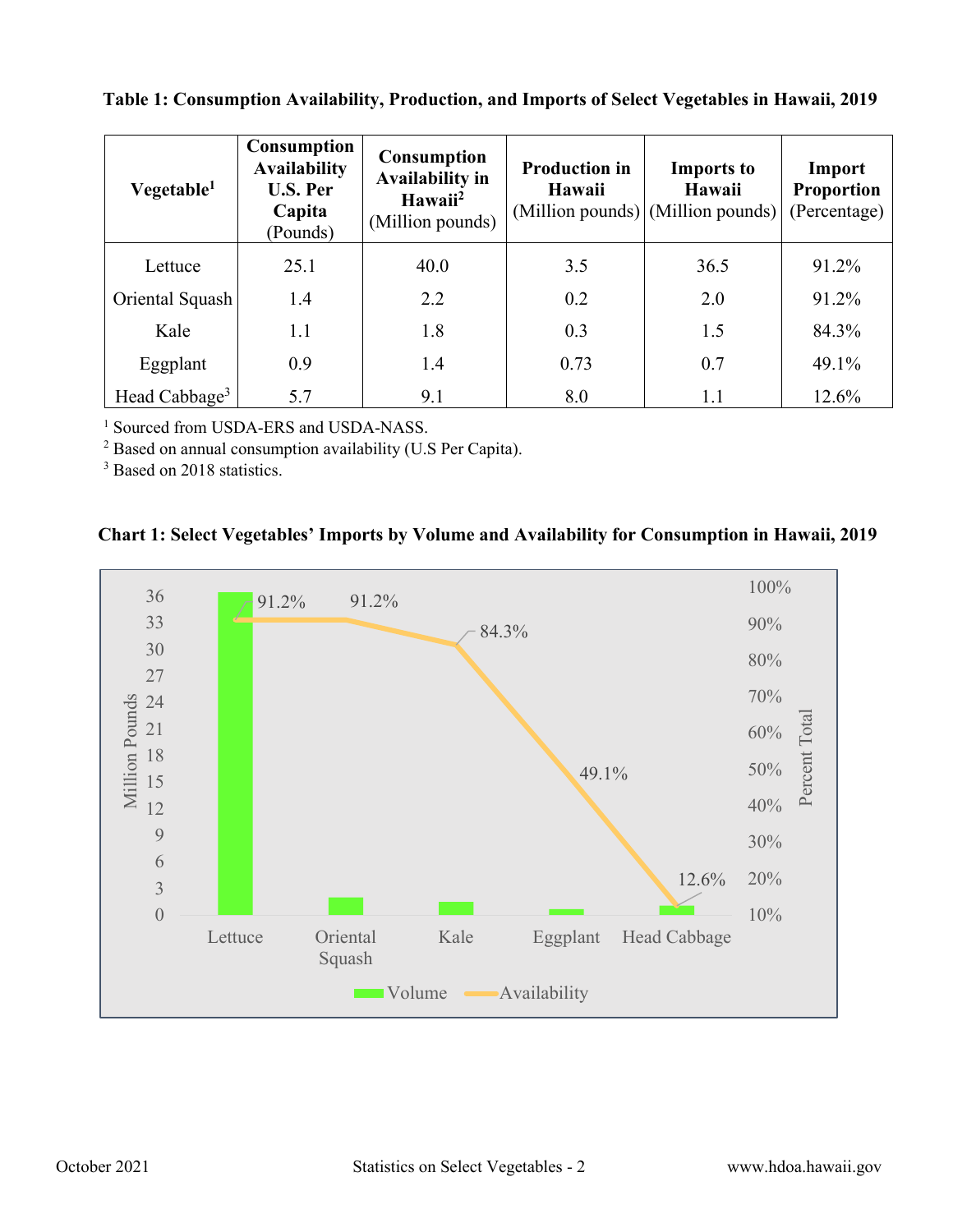**Table 1: Consumption Availability, Production, and Imports of Select Vegetables in Hawaii, 2019**

| Vegetable[1] | Consumption Availability U.S. Per Capita (Pounds) | Consumption Availability in Hawaii[2] (Million pounds) | Production in Hawaii (Million pounds) | Imports to Hawaii (Million pounds) | Import Proportion (Percentage) |
|---|---|---|---|---|---|
| Lettuce | 25.1 | 40.0 | 3.5 | 36.5 | 91.2% |
| Oriental Squash | 1.4 | 2.2 | 0.2 | 2.0 | 91.2% |
| Kale | 1.1 | 1.8 | 0.3 | 1.5 | 84.3% |
| Eggplant | 0.9 | 1.4 | 0.73 | 0.7 | 49.1% |
| Head Cabbage[3] | 5.7 | 9.1 | 8.0 | 1.1 | 12.6% |

[1] Sourced from USDA-ERS and USDA-NASS.
[2] Based on annual consumption availability (U.S Per Capita).
[3] Based on 2018 statistics.

**Chart 1: Select Vegetables' Imports by Volume and Availability for Consumption in Hawaii, 2019**

| Vegetable | Volume (Million Pounds) | Availability (Percent Total) |
|---|---|---|
| Lettuce | 36.5 | 91.2% |
| Oriental Squash | 2.0 | 91.2% |
| Kale | 1.5 | 84.3% |
| Eggplant | 0.7 | 49.1% |
| Head Cabbage | 1.1 | 12.6% |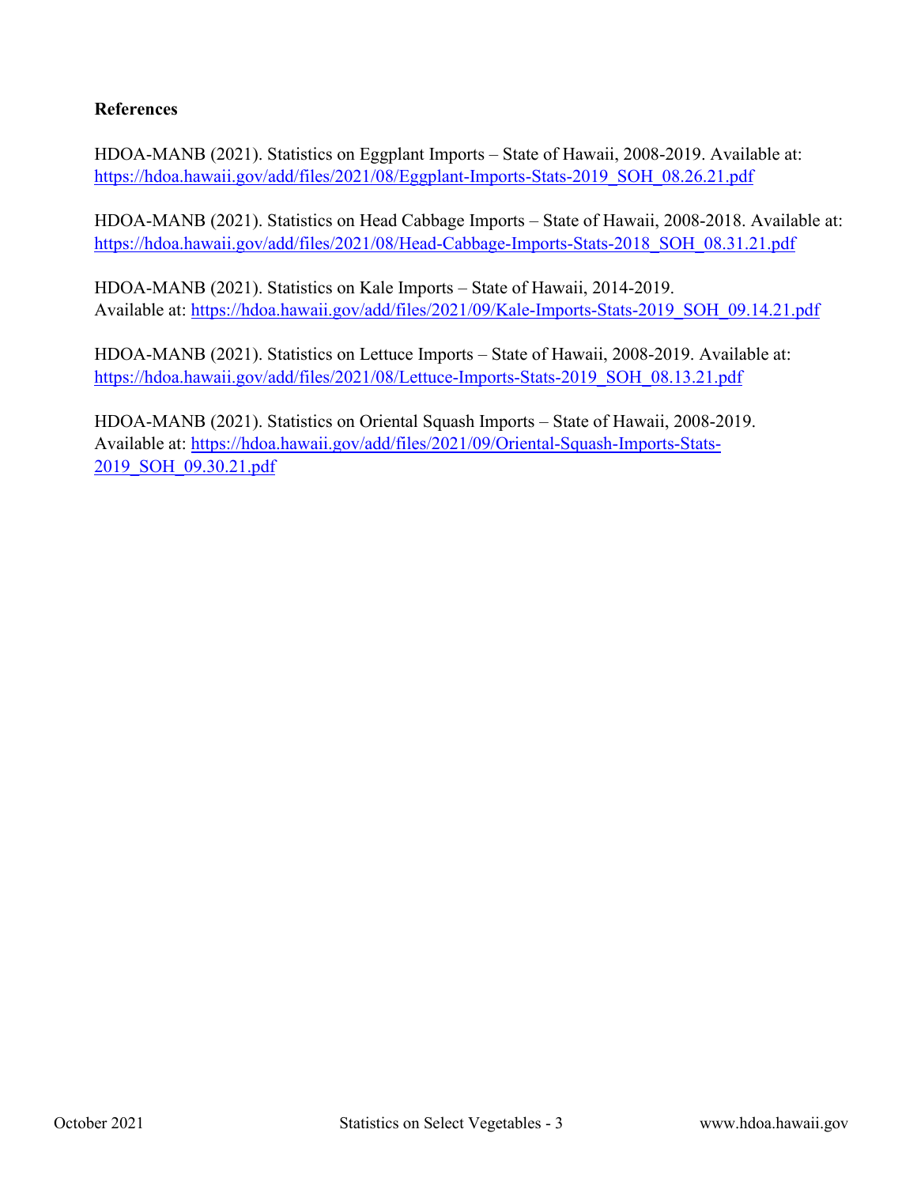**References**

HDOA-MANB (2021). Statistics on Eggplant Imports – State of Hawaii, 2008-2019. Available at: https://hdoa.hawaii.gov/add/files/2021/08/Eggplant-Imports-Stats-2019_SOH_08.26.21.pdf

HDOA-MANB (2021). Statistics on Head Cabbage Imports – State of Hawaii, 2008-2018. Available at: https://hdoa.hawaii.gov/add/files/2021/08/Head-Cabbage-Imports-Stats-2018_SOH_08.31.21.pdf

HDOA-MANB (2021). Statistics on Kale Imports – State of Hawaii, 2014-2019. Available at: https://hdoa.hawaii.gov/add/files/2021/09/Kale-Imports-Stats-2019_SOH_09.14.21.pdf

HDOA-MANB (2021). Statistics on Lettuce Imports – State of Hawaii, 2008-2019. Available at: https://hdoa.hawaii.gov/add/files/2021/08/Lettuce-Imports-Stats-2019_SOH_08.13.21.pdf

HDOA-MANB (2021). Statistics on Oriental Squash Imports – State of Hawaii, 2008-2019. Available at: https://hdoa.hawaii.gov/add/files/2021/09/Oriental-Squash-Imports-Stats-2019_SOH_09.30.21.pdf